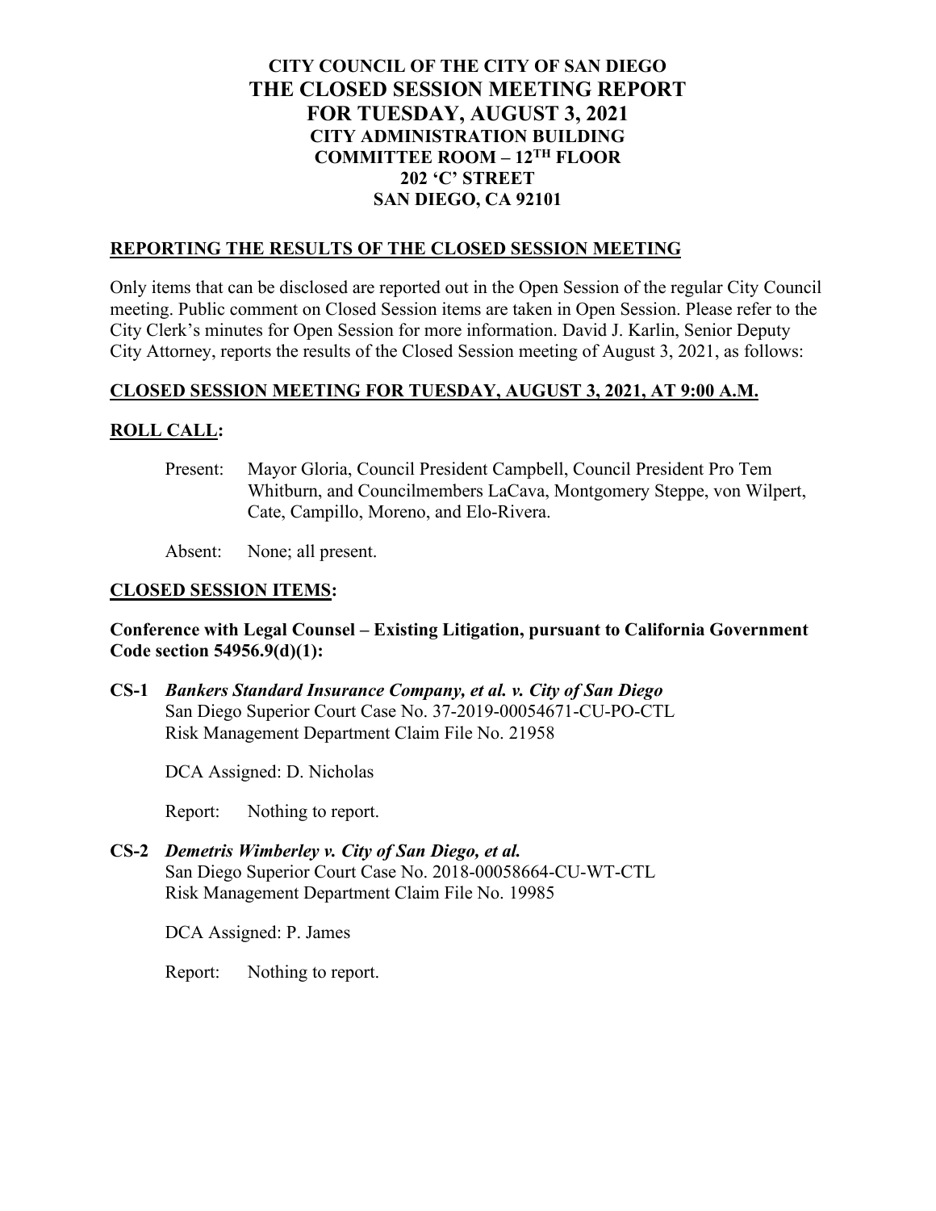# CITY COUNCIL OF THE CITY OF SAN DIEGO
# THE CLOSED SESSION MEETING REPORT
# FOR TUESDAY, AUGUST 3, 2021

**CITY ADMINISTRATION BUILDING**
**COMMITTEE ROOM – 12TH FLOOR**
**202 'C' STREET**
**SAN DIEGO, CA 92101**

## REPORTING THE RESULTS OF THE CLOSED SESSION MEETING

Only items that can be disclosed are reported out in the Open Session of the regular City Council meeting. Public comment on Closed Session items are taken in Open Session. Please refer to the City Clerk's minutes for Open Session for more information. David J. Karlin, Senior Deputy City Attorney, reports the results of the Closed Session meeting of August 3, 2021, as follows:

## CLOSED SESSION MEETING FOR TUESDAY, AUGUST 3, 2021, AT 9:00 A.M.

## ROLL CALL:

Present: Mayor Gloria, Council President Campbell, Council President Pro Tem Whitburn, and Councilmembers LaCava, Montgomery Steppe, von Wilpert, Cate, Campillo, Moreno, and Elo-Rivera.

Absent: None; all present.

## CLOSED SESSION ITEMS:

**Conference with Legal Counsel – Existing Litigation, pursuant to California Government Code section 54956.9(d)(1):**

**CS-1** ***Bankers Standard Insurance Company, et al. v. City of San Diego***
San Diego Superior Court Case No. 37-2019-00054671-CU-PO-CTL
Risk Management Department Claim File No. 21958

DCA Assigned: D. Nicholas

Report: Nothing to report.

**CS-2** ***Demetris Wimberley v. City of San Diego, et al.***
San Diego Superior Court Case No. 2018-00058664-CU-WT-CTL
Risk Management Department Claim File No. 19985

DCA Assigned: P. James

Report: Nothing to report.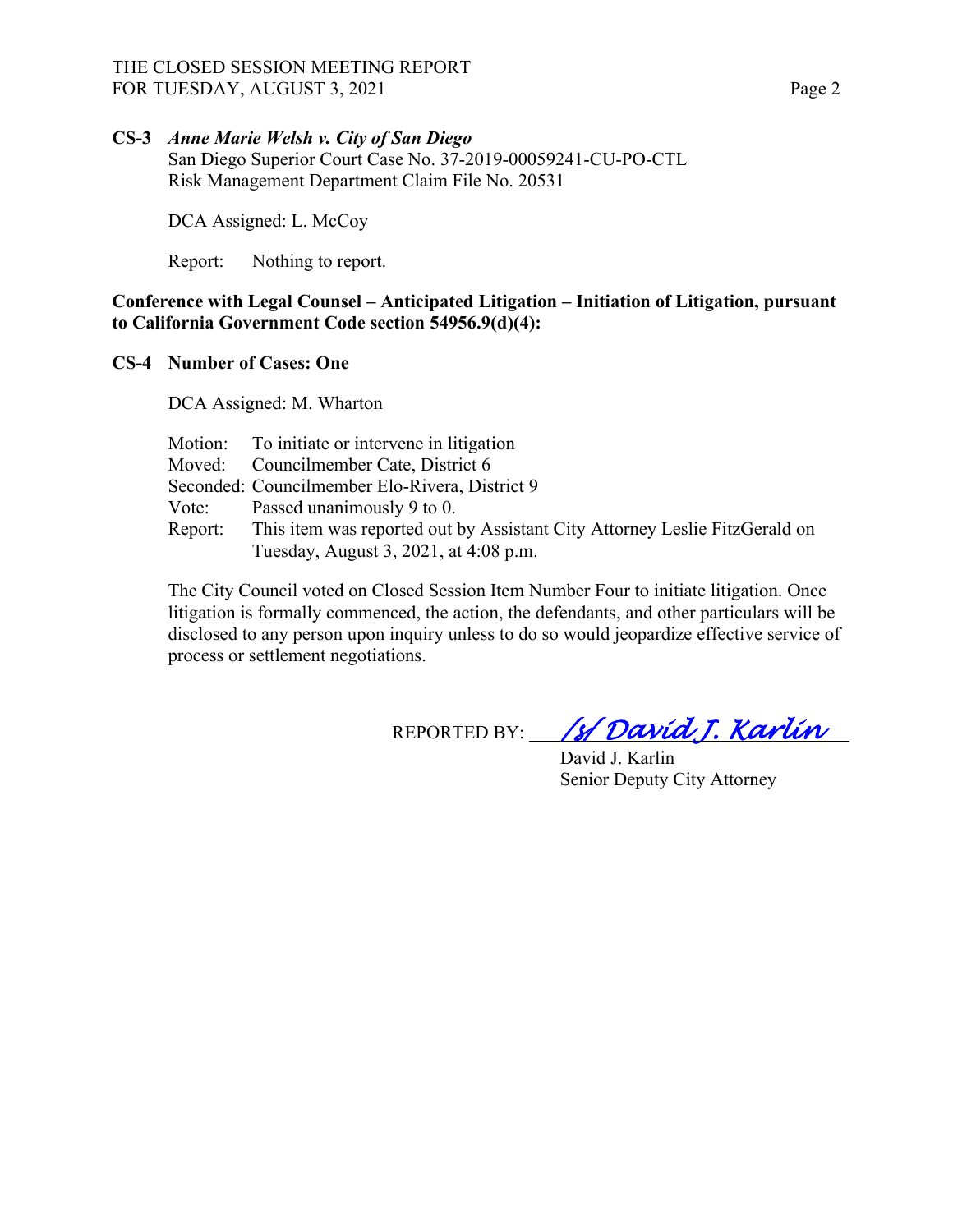**CS-3** ***Anne Marie Welsh v. City of San Diego***
San Diego Superior Court Case No. 37-2019-00059241-CU-PO-CTL
Risk Management Department Claim File No. 20531

DCA Assigned: L. McCoy

Report: Nothing to report.

**Conference with Legal Counsel – Anticipated Litigation – Initiation of Litigation, pursuant to California Government Code section 54956.9(d)(4):**

**CS-4 Number of Cases: One**

DCA Assigned: M. Wharton

Motion: To initiate or intervene in litigation
Moved: Councilmember Cate, District 6
Seconded: Councilmember Elo-Rivera, District 9
Vote: Passed unanimously 9 to 0.
Report: This item was reported out by Assistant City Attorney Leslie FitzGerald on Tuesday, August 3, 2021, at 4:08 p.m.

The City Council voted on Closed Session Item Number Four to initiate litigation. Once litigation is formally commenced, the action, the defendants, and other particulars will be disclosed to any person upon inquiry unless to do so would jeopardize effective service of process or settlement negotiations.

REPORTED BY: /s/ David J. Karlin
David J. Karlin
Senior Deputy City Attorney